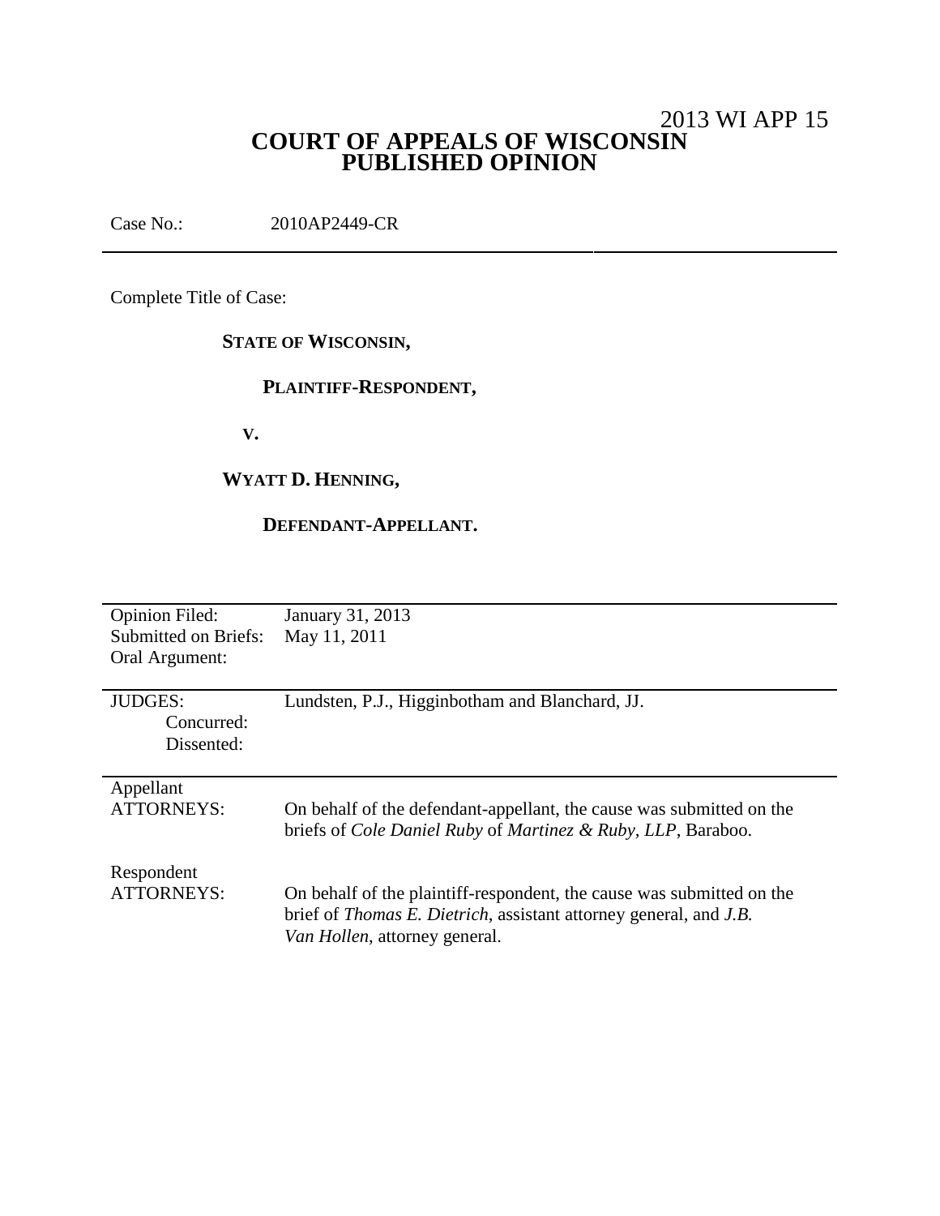2013 WI APP 15

# COURT OF APPEALS OF WISCONSIN
# PUBLISHED OPINION

Case No.: 2010AP2449-CR

---

Complete Title of Case:

**STATE OF WISCONSIN,**

**PLAINTIFF-RESPONDENT,**

**V.**

**WYATT D. HENNING,**

**DEFENDANT-APPELLANT.**

---

| | |
|---|---|
| Opinion Filed: | January 31, 2013 |
| Submitted on Briefs: | May 11, 2011 |
| Oral Argument: | |
| JUDGES: | Lundsten, P.J., Higginbotham and Blanchard, JJ. |
| Concurred: | |
| Dissented: | |
| Appellant ATTORNEYS: | On behalf of the defendant-appellant, the cause was submitted on the briefs of *Cole Daniel Ruby* of *Martinez & Ruby, LLP*, Baraboo. |
| Respondent ATTORNEYS: | On behalf of the plaintiff-respondent, the cause was submitted on the brief of *Thomas E. Dietrich*, assistant attorney general, and *J.B. Van Hollen*, attorney general. |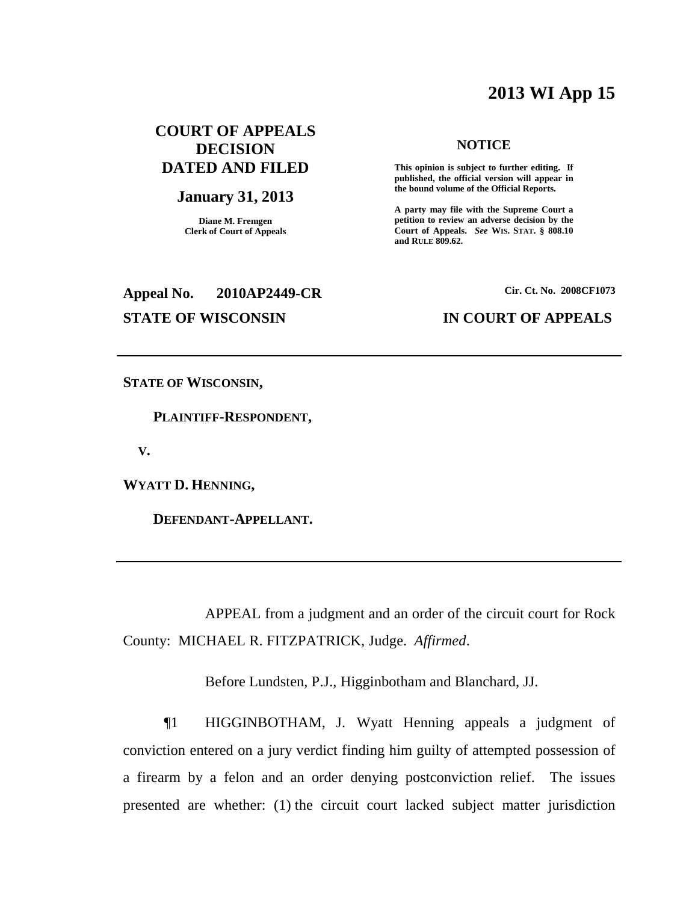# 2013 WI App 15

**COURT OF APPEALS DECISION DATED AND FILED**

**January 31, 2013**

**Diane M. Fremgen**
**Clerk of Court of Appeals**

**NOTICE**

**This opinion is subject to further editing. If published, the official version will appear in the bound volume of the Official Reports.**

**A party may file with the Supreme Court a petition to review an adverse decision by the Court of Appeals.** ***See*** **WIS. STAT. § 808.10 and RULE 809.62.**

**Appeal No. 2010AP2449-CR**

**Cir. Ct. No. 2008CF1073**

**STATE OF WISCONSIN**

**IN COURT OF APPEALS**

---

**STATE OF WISCONSIN,**

**PLAINTIFF-RESPONDENT,**

**V.**

**WYATT D. HENNING,**

**DEFENDANT-APPELLANT.**

---

APPEAL from a judgment and an order of the circuit court for Rock County: MICHAEL R. FITZPATRICK, Judge. *Affirmed*.

Before Lundsten, P.J., Higginbotham and Blanchard, JJ.

¶1 HIGGINBOTHAM, J. Wyatt Henning appeals a judgment of conviction entered on a jury verdict finding him guilty of attempted possession of a firearm by a felon and an order denying postconviction relief. The issues presented are whether: (1) the circuit court lacked subject matter jurisdiction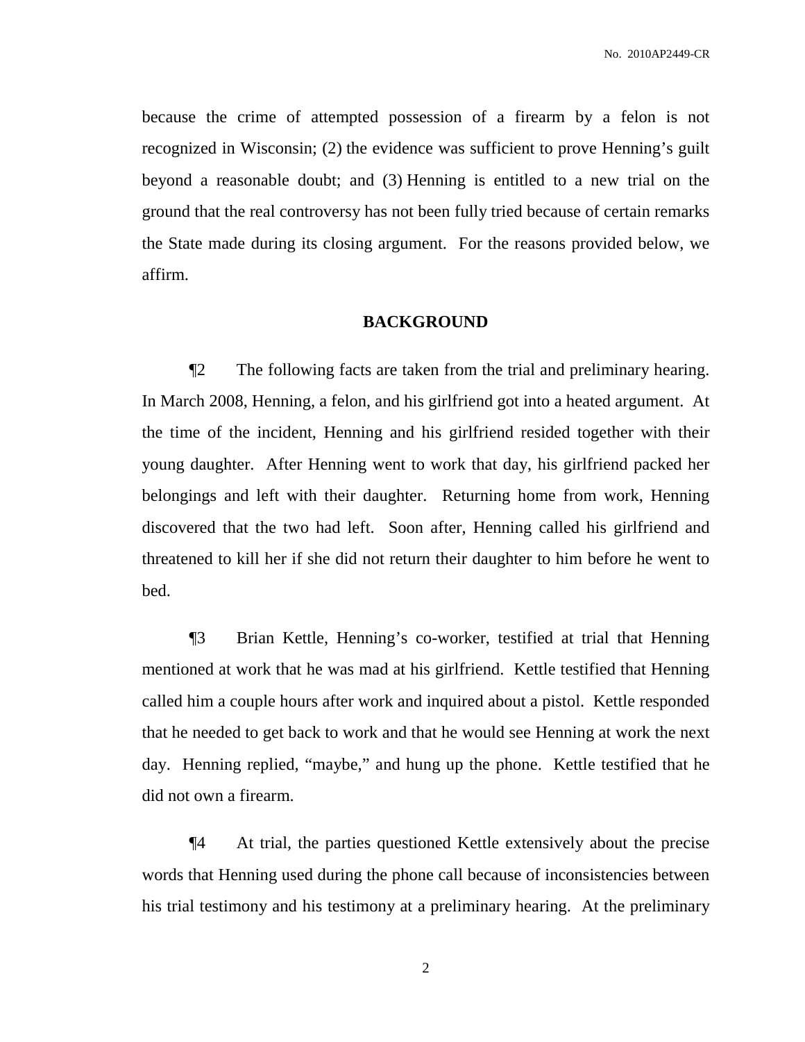because the crime of attempted possession of a firearm by a felon is not recognized in Wisconsin; (2) the evidence was sufficient to prove Henning's guilt beyond a reasonable doubt; and (3) Henning is entitled to a new trial on the ground that the real controversy has not been fully tried because of certain remarks the State made during its closing argument. For the reasons provided below, we affirm.

## BACKGROUND

¶2 The following facts are taken from the trial and preliminary hearing. In March 2008, Henning, a felon, and his girlfriend got into a heated argument. At the time of the incident, Henning and his girlfriend resided together with their young daughter. After Henning went to work that day, his girlfriend packed her belongings and left with their daughter. Returning home from work, Henning discovered that the two had left. Soon after, Henning called his girlfriend and threatened to kill her if she did not return their daughter to him before he went to bed.

¶3 Brian Kettle, Henning's co-worker, testified at trial that Henning mentioned at work that he was mad at his girlfriend. Kettle testified that Henning called him a couple hours after work and inquired about a pistol. Kettle responded that he needed to get back to work and that he would see Henning at work the next day. Henning replied, "maybe," and hung up the phone. Kettle testified that he did not own a firearm.

¶4 At trial, the parties questioned Kettle extensively about the precise words that Henning used during the phone call because of inconsistencies between his trial testimony and his testimony at a preliminary hearing. At the preliminary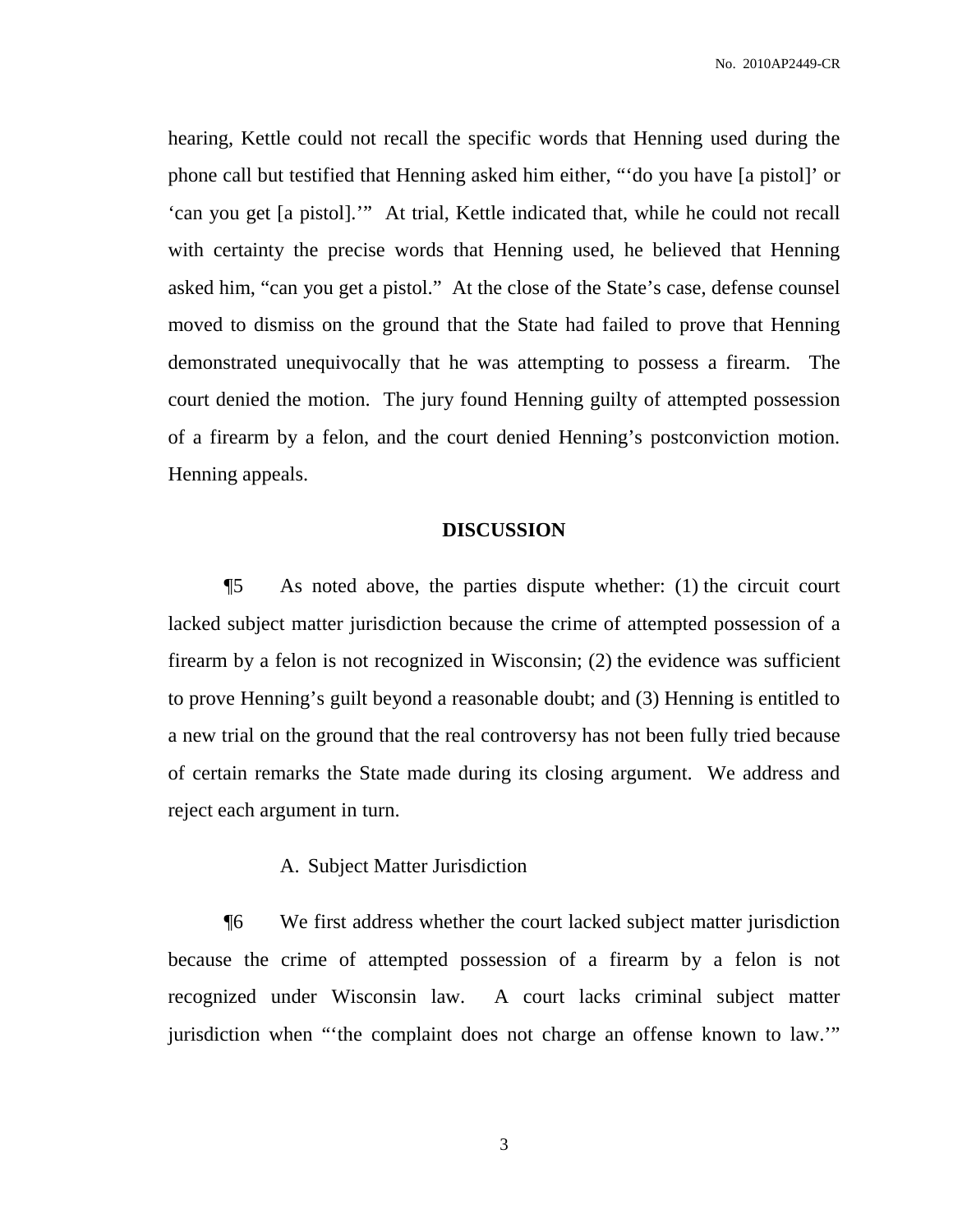hearing, Kettle could not recall the specific words that Henning used during the phone call but testified that Henning asked him either, "'do you have [a pistol]' or 'can you get [a pistol].'" At trial, Kettle indicated that, while he could not recall with certainty the precise words that Henning used, he believed that Henning asked him, "can you get a pistol." At the close of the State's case, defense counsel moved to dismiss on the ground that the State had failed to prove that Henning demonstrated unequivocally that he was attempting to possess a firearm. The court denied the motion. The jury found Henning guilty of attempted possession of a firearm by a felon, and the court denied Henning's postconviction motion. Henning appeals.

## DISCUSSION

¶5 As noted above, the parties dispute whether: (1) the circuit court lacked subject matter jurisdiction because the crime of attempted possession of a firearm by a felon is not recognized in Wisconsin; (2) the evidence was sufficient to prove Henning's guilt beyond a reasonable doubt; and (3) Henning is entitled to a new trial on the ground that the real controversy has not been fully tried because of certain remarks the State made during its closing argument. We address and reject each argument in turn.

### A. Subject Matter Jurisdiction

¶6 We first address whether the court lacked subject matter jurisdiction because the crime of attempted possession of a firearm by a felon is not recognized under Wisconsin law. A court lacks criminal subject matter jurisdiction when "'the complaint does not charge an offense known to law.'"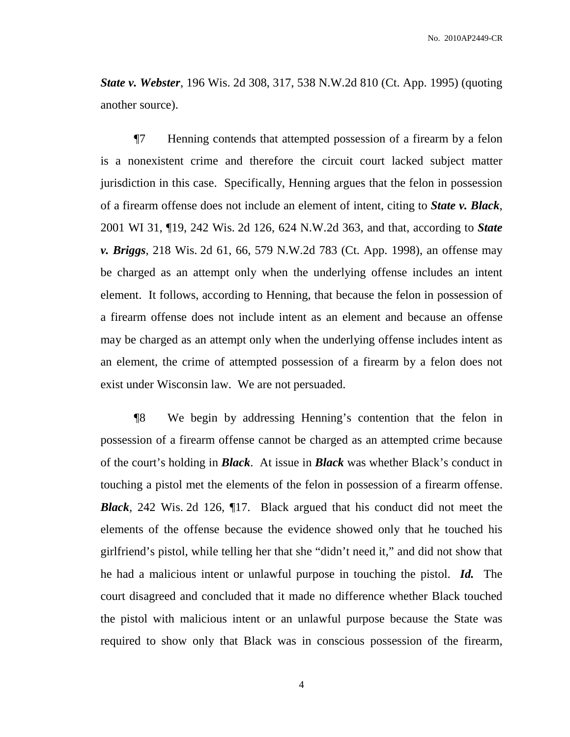***State v. Webster***, 196 Wis. 2d 308, 317, 538 N.W.2d 810 (Ct. App. 1995) (quoting another source).

¶7 Henning contends that attempted possession of a firearm by a felon is a nonexistent crime and therefore the circuit court lacked subject matter jurisdiction in this case. Specifically, Henning argues that the felon in possession of a firearm offense does not include an element of intent, citing to ***State v. Black***, 2001 WI 31, ¶19, 242 Wis. 2d 126, 624 N.W.2d 363, and that, according to ***State v. Briggs***, 218 Wis. 2d 61, 66, 579 N.W.2d 783 (Ct. App. 1998), an offense may be charged as an attempt only when the underlying offense includes an intent element. It follows, according to Henning, that because the felon in possession of a firearm offense does not include intent as an element and because an offense may be charged as an attempt only when the underlying offense includes intent as an element, the crime of attempted possession of a firearm by a felon does not exist under Wisconsin law. We are not persuaded.

¶8 We begin by addressing Henning's contention that the felon in possession of a firearm offense cannot be charged as an attempted crime because of the court's holding in ***Black***. At issue in ***Black*** was whether Black's conduct in touching a pistol met the elements of the felon in possession of a firearm offense. ***Black***, 242 Wis. 2d 126, ¶17. Black argued that his conduct did not meet the elements of the offense because the evidence showed only that he touched his girlfriend's pistol, while telling her that she "didn't need it," and did not show that he had a malicious intent or unlawful purpose in touching the pistol. ***Id.*** The court disagreed and concluded that it made no difference whether Black touched the pistol with malicious intent or an unlawful purpose because the State was required to show only that Black was in conscious possession of the firearm,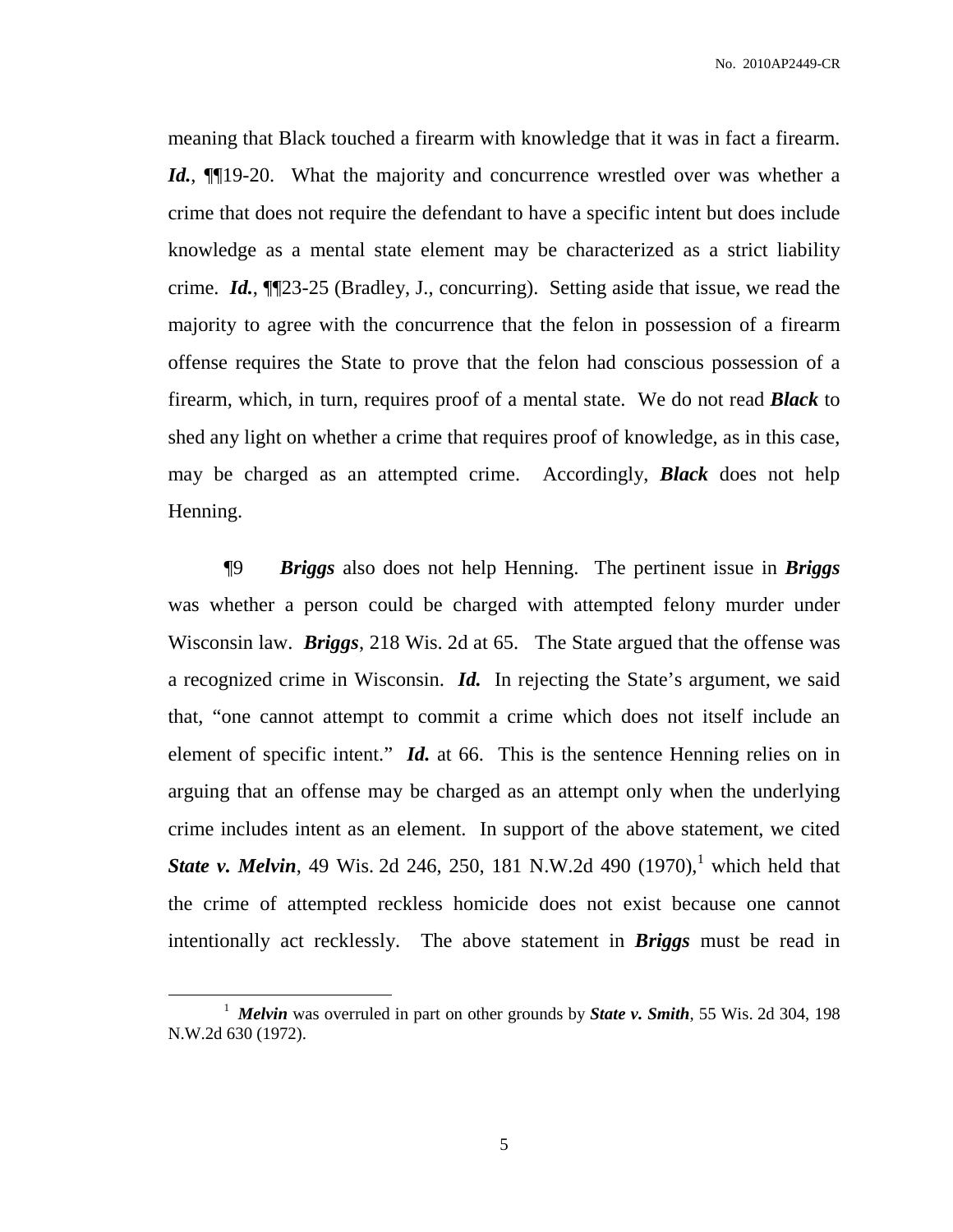meaning that Black touched a firearm with knowledge that it was in fact a firearm. ***Id.***, ¶¶19-20. What the majority and concurrence wrestled over was whether a crime that does not require the defendant to have a specific intent but does include knowledge as a mental state element may be characterized as a strict liability crime. ***Id.***, ¶¶23-25 (Bradley, J., concurring). Setting aside that issue, we read the majority to agree with the concurrence that the felon in possession of a firearm offense requires the State to prove that the felon had conscious possession of a firearm, which, in turn, requires proof of a mental state. We do not read ***Black*** to shed any light on whether a crime that requires proof of knowledge, as in this case, may be charged as an attempted crime. Accordingly, ***Black*** does not help Henning.

¶9 ***Briggs*** also does not help Henning. The pertinent issue in ***Briggs*** was whether a person could be charged with attempted felony murder under Wisconsin law. ***Briggs***, 218 Wis. 2d at 65. The State argued that the offense was a recognized crime in Wisconsin. ***Id.*** In rejecting the State's argument, we said that, "one cannot attempt to commit a crime which does not itself include an element of specific intent." ***Id.*** at 66. This is the sentence Henning relies on in arguing that an offense may be charged as an attempt only when the underlying crime includes intent as an element. In support of the above statement, we cited ***State v. Melvin***, 49 Wis. 2d 246, 250, 181 N.W.2d 490 (1970),[1] which held that the crime of attempted reckless homicide does not exist because one cannot intentionally act recklessly. The above statement in ***Briggs*** must be read in

[1] ***Melvin*** was overruled in part on other grounds by ***State v. Smith***, 55 Wis. 2d 304, 198 N.W.2d 630 (1972).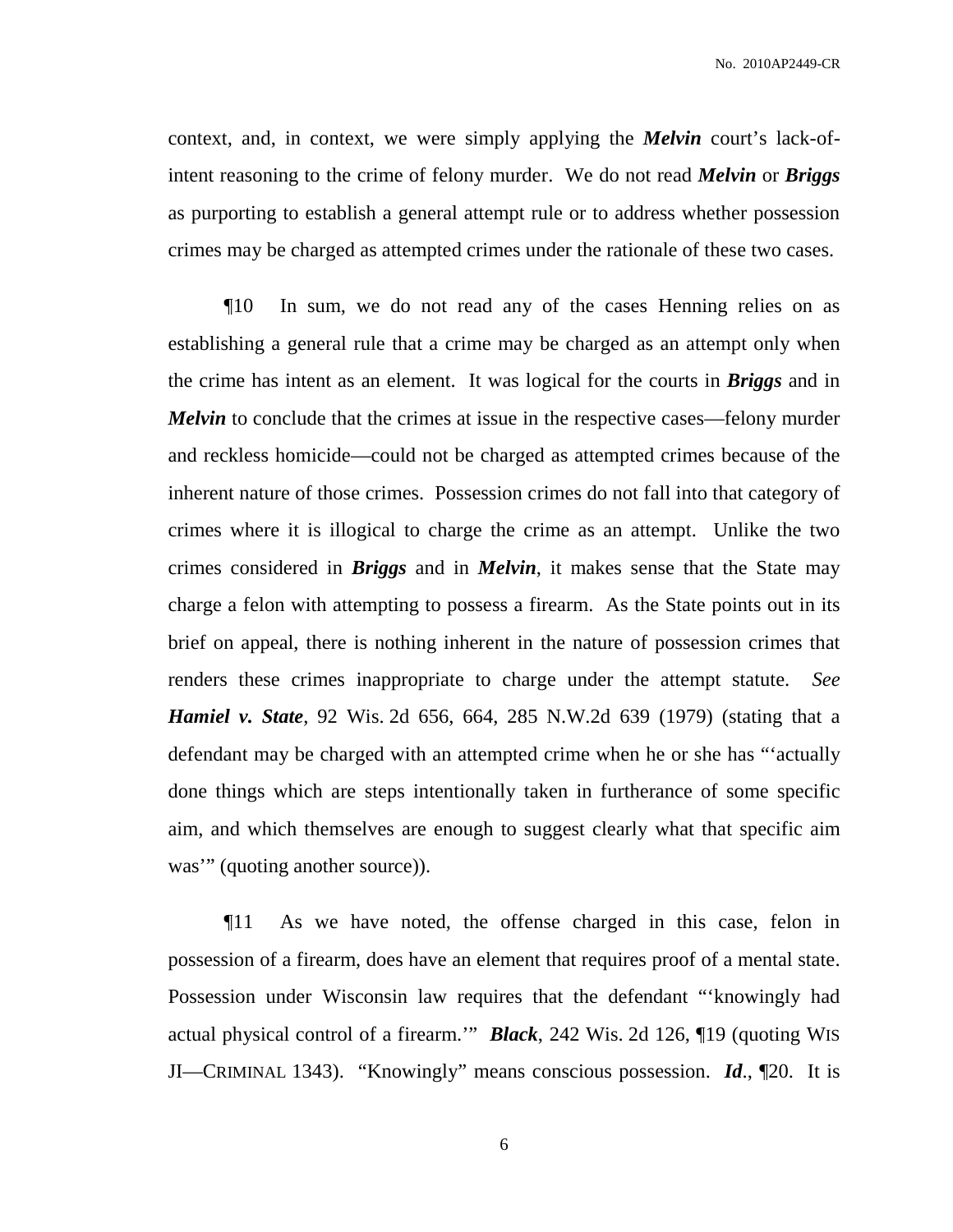context, and, in context, we were simply applying the ***Melvin*** court's lack-of-intent reasoning to the crime of felony murder. We do not read ***Melvin*** or ***Briggs*** as purporting to establish a general attempt rule or to address whether possession crimes may be charged as attempted crimes under the rationale of these two cases.

¶10 In sum, we do not read any of the cases Henning relies on as establishing a general rule that a crime may be charged as an attempt only when the crime has intent as an element. It was logical for the courts in ***Briggs*** and in ***Melvin*** to conclude that the crimes at issue in the respective cases—felony murder and reckless homicide—could not be charged as attempted crimes because of the inherent nature of those crimes. Possession crimes do not fall into that category of crimes where it is illogical to charge the crime as an attempt. Unlike the two crimes considered in ***Briggs*** and in ***Melvin***, it makes sense that the State may charge a felon with attempting to possess a firearm. As the State points out in its brief on appeal, there is nothing inherent in the nature of possession crimes that renders these crimes inappropriate to charge under the attempt statute. *See* ***Hamiel v. State***, 92 Wis. 2d 656, 664, 285 N.W.2d 639 (1979) (stating that a defendant may be charged with an attempted crime when he or she has "'actually done things which are steps intentionally taken in furtherance of some specific aim, and which themselves are enough to suggest clearly what that specific aim was'" (quoting another source)).

¶11 As we have noted, the offense charged in this case, felon in possession of a firearm, does have an element that requires proof of a mental state. Possession under Wisconsin law requires that the defendant "'knowingly had actual physical control of a firearm.'" ***Black***, 242 Wis. 2d 126, ¶19 (quoting WIS JI—CRIMINAL 1343). "Knowingly" means conscious possession. ***Id***., ¶20. It is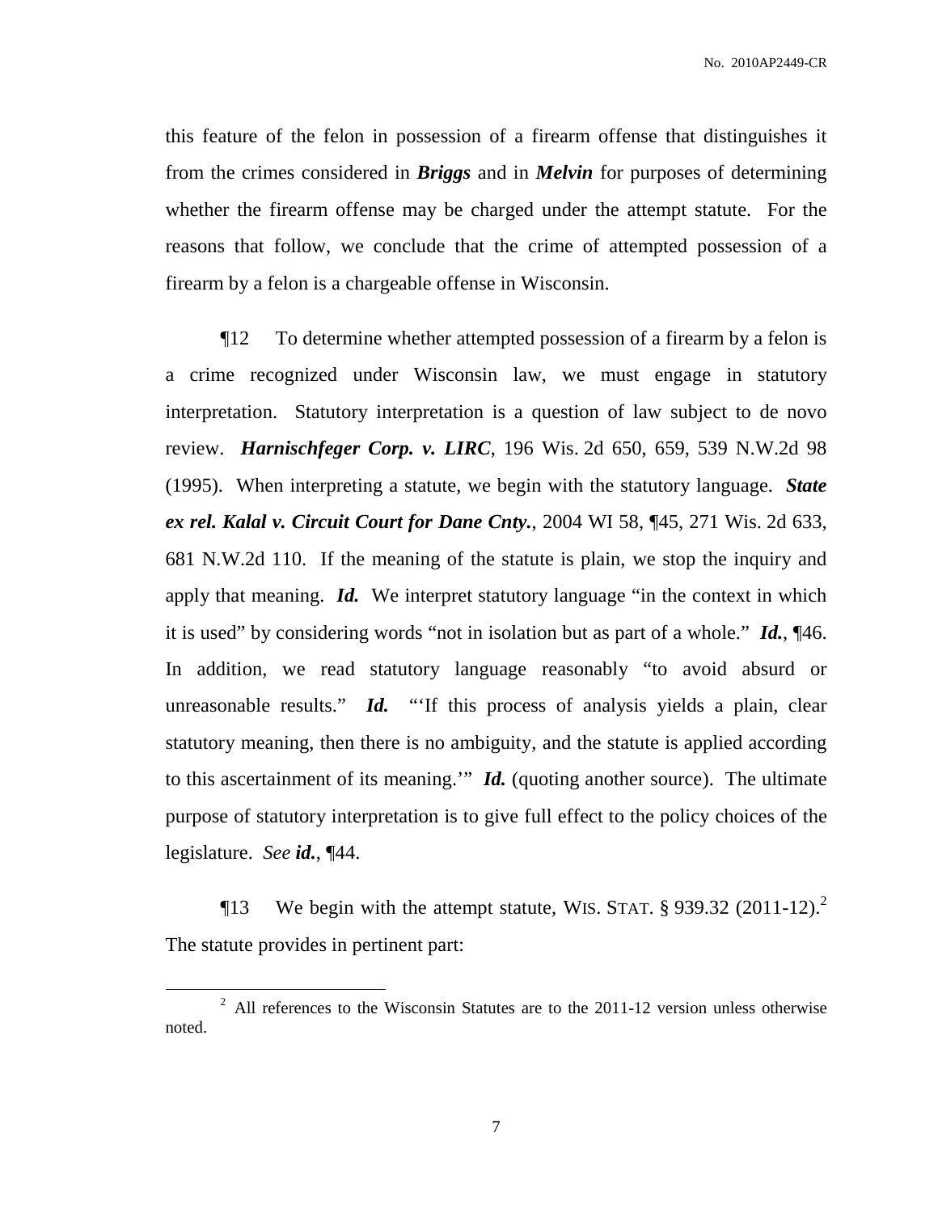this feature of the felon in possession of a firearm offense that distinguishes it from the crimes considered in ***Briggs*** and in ***Melvin*** for purposes of determining whether the firearm offense may be charged under the attempt statute. For the reasons that follow, we conclude that the crime of attempted possession of a firearm by a felon is a chargeable offense in Wisconsin.

¶12 To determine whether attempted possession of a firearm by a felon is a crime recognized under Wisconsin law, we must engage in statutory interpretation. Statutory interpretation is a question of law subject to de novo review. ***Harnischfeger Corp. v. LIRC***, 196 Wis. 2d 650, 659, 539 N.W.2d 98 (1995). When interpreting a statute, we begin with the statutory language. ***State ex rel. Kalal v. Circuit Court for Dane Cnty.***, 2004 WI 58, ¶45, 271 Wis. 2d 633, 681 N.W.2d 110. If the meaning of the statute is plain, we stop the inquiry and apply that meaning. ***Id.*** We interpret statutory language "in the context in which it is used" by considering words "not in isolation but as part of a whole." ***Id.***, ¶46. In addition, we read statutory language reasonably "to avoid absurd or unreasonable results." ***Id.*** "'If this process of analysis yields a plain, clear statutory meaning, then there is no ambiguity, and the statute is applied according to this ascertainment of its meaning.'" ***Id.*** (quoting another source). The ultimate purpose of statutory interpretation is to give full effect to the policy choices of the legislature. *See* ***id.***, ¶44.

¶13 We begin with the attempt statute, WIS. STAT. § 939.32 (2011-12).[2] The statute provides in pertinent part:

[2] All references to the Wisconsin Statutes are to the 2011-12 version unless otherwise noted.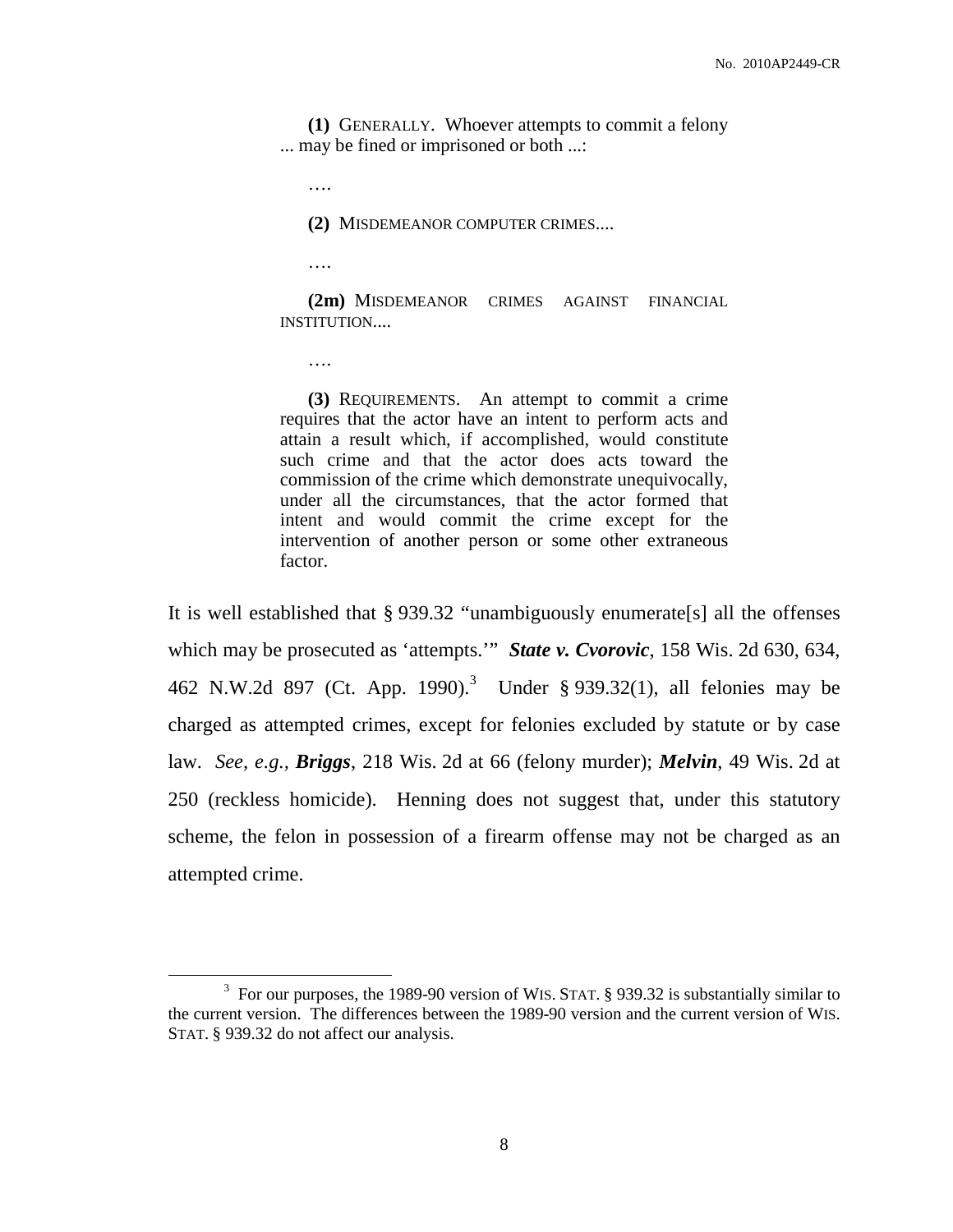> **(1)** GENERALLY. Whoever attempts to commit a felony ... may be fined or imprisoned or both ...:
>
> ….
>
> **(2)** MISDEMEANOR COMPUTER CRIMES....
>
> ….
>
> **(2m)** MISDEMEANOR CRIMES AGAINST FINANCIAL INSTITUTION....
>
> ….
>
> **(3)** REQUIREMENTS. An attempt to commit a crime requires that the actor have an intent to perform acts and attain a result which, if accomplished, would constitute such crime and that the actor does acts toward the commission of the crime which demonstrate unequivocally, under all the circumstances, that the actor formed that intent and would commit the crime except for the intervention of another person or some other extraneous factor.

It is well established that § 939.32 "unambiguously enumerate[s] all the offenses which may be prosecuted as 'attempts.'" ***State v. Cvorovic***, 158 Wis. 2d 630, 634, 462 N.W.2d 897 (Ct. App. 1990).[3] Under § 939.32(1), all felonies may be charged as attempted crimes, except for felonies excluded by statute or by case law. *See, e.g.*, ***Briggs***, 218 Wis. 2d at 66 (felony murder); ***Melvin***, 49 Wis. 2d at 250 (reckless homicide). Henning does not suggest that, under this statutory scheme, the felon in possession of a firearm offense may not be charged as an attempted crime.

---

[3] For our purposes, the 1989-90 version of WIS. STAT. § 939.32 is substantially similar to the current version. The differences between the 1989-90 version and the current version of WIS. STAT. § 939.32 do not affect our analysis.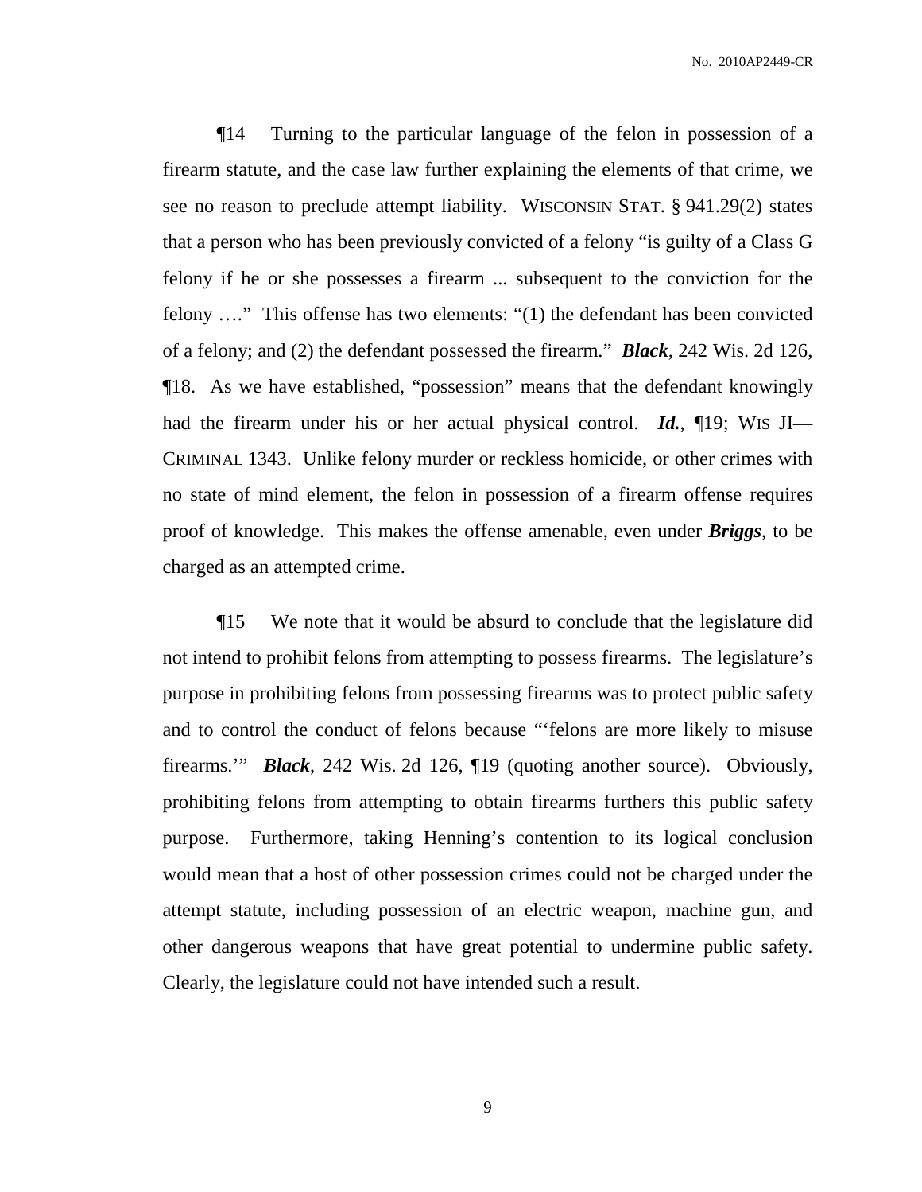¶14 Turning to the particular language of the felon in possession of a firearm statute, and the case law further explaining the elements of that crime, we see no reason to preclude attempt liability. WISCONSIN STAT. § 941.29(2) states that a person who has been previously convicted of a felony "is guilty of a Class G felony if he or she possesses a firearm ... subsequent to the conviction for the felony …." This offense has two elements: "(1) the defendant has been convicted of a felony; and (2) the defendant possessed the firearm." ***Black***, 242 Wis. 2d 126, ¶18. As we have established, "possession" means that the defendant knowingly had the firearm under his or her actual physical control. ***Id.***, ¶19; WIS JI—CRIMINAL 1343. Unlike felony murder or reckless homicide, or other crimes with no state of mind element, the felon in possession of a firearm offense requires proof of knowledge. This makes the offense amenable, even under ***Briggs***, to be charged as an attempted crime.

¶15 We note that it would be absurd to conclude that the legislature did not intend to prohibit felons from attempting to possess firearms. The legislature's purpose in prohibiting felons from possessing firearms was to protect public safety and to control the conduct of felons because "'felons are more likely to misuse firearms.'" ***Black***, 242 Wis. 2d 126, ¶19 (quoting another source). Obviously, prohibiting felons from attempting to obtain firearms furthers this public safety purpose. Furthermore, taking Henning's contention to its logical conclusion would mean that a host of other possession crimes could not be charged under the attempt statute, including possession of an electric weapon, machine gun, and other dangerous weapons that have great potential to undermine public safety. Clearly, the legislature could not have intended such a result.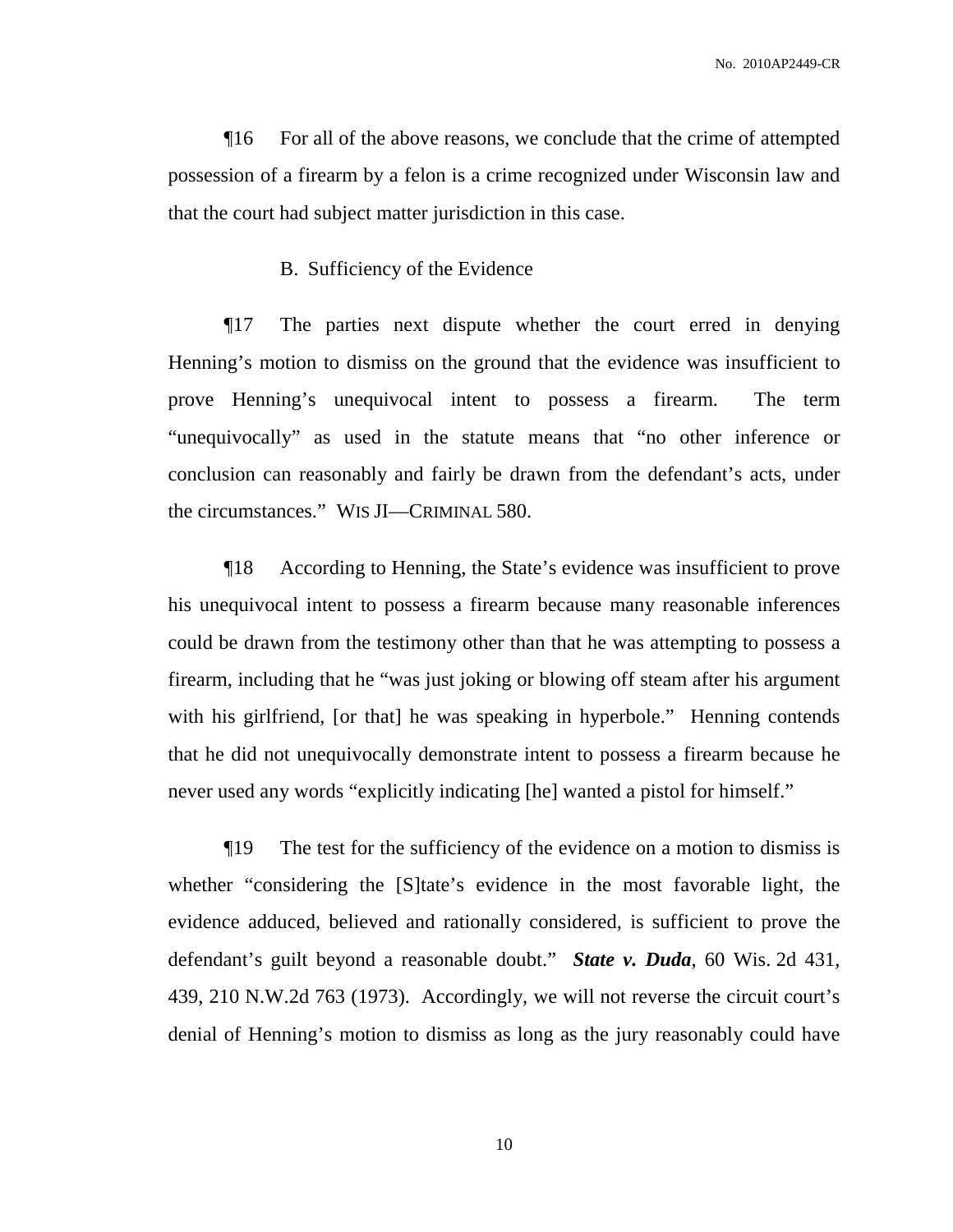¶16 For all of the above reasons, we conclude that the crime of attempted possession of a firearm by a felon is a crime recognized under Wisconsin law and that the court had subject matter jurisdiction in this case.

### B. Sufficiency of the Evidence

¶17 The parties next dispute whether the court erred in denying Henning's motion to dismiss on the ground that the evidence was insufficient to prove Henning's unequivocal intent to possess a firearm. The term "unequivocally" as used in the statute means that "no other inference or conclusion can reasonably and fairly be drawn from the defendant's acts, under the circumstances." WIS JI—CRIMINAL 580.

¶18 According to Henning, the State's evidence was insufficient to prove his unequivocal intent to possess a firearm because many reasonable inferences could be drawn from the testimony other than that he was attempting to possess a firearm, including that he "was just joking or blowing off steam after his argument with his girlfriend, [or that] he was speaking in hyperbole." Henning contends that he did not unequivocally demonstrate intent to possess a firearm because he never used any words "explicitly indicating [he] wanted a pistol for himself."

¶19 The test for the sufficiency of the evidence on a motion to dismiss is whether "considering the [S]tate's evidence in the most favorable light, the evidence adduced, believed and rationally considered, is sufficient to prove the defendant's guilt beyond a reasonable doubt." ***State v. Duda***, 60 Wis. 2d 431, 439, 210 N.W.2d 763 (1973). Accordingly, we will not reverse the circuit court's denial of Henning's motion to dismiss as long as the jury reasonably could have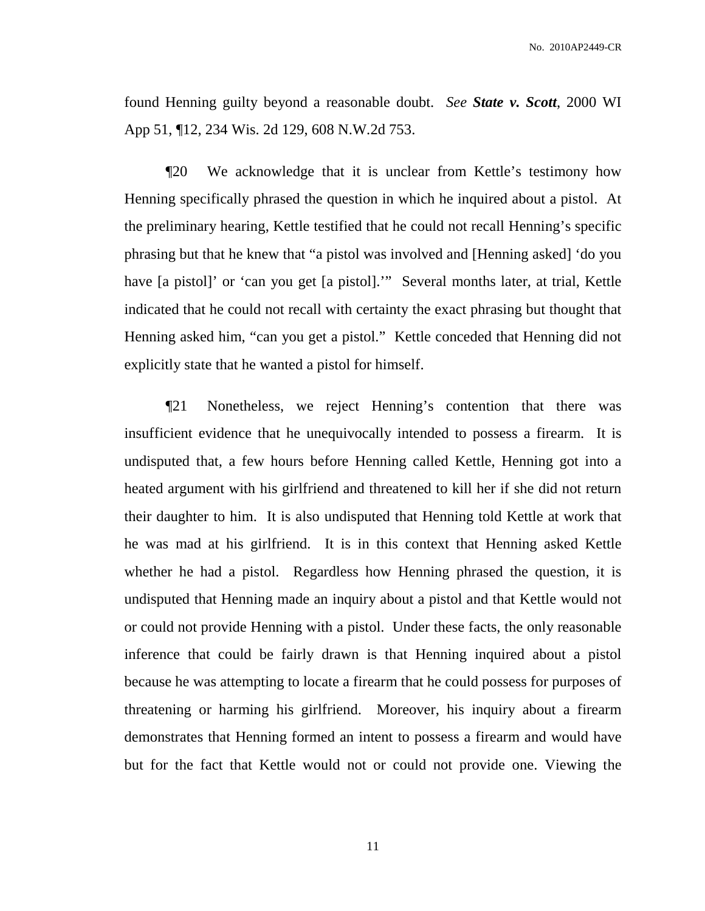found Henning guilty beyond a reasonable doubt. *See* ***State v. Scott***, 2000 WI App 51, ¶12, 234 Wis. 2d 129, 608 N.W.2d 753.

¶20 We acknowledge that it is unclear from Kettle's testimony how Henning specifically phrased the question in which he inquired about a pistol. At the preliminary hearing, Kettle testified that he could not recall Henning's specific phrasing but that he knew that "a pistol was involved and [Henning asked] 'do you have [a pistol]' or 'can you get [a pistol].'" Several months later, at trial, Kettle indicated that he could not recall with certainty the exact phrasing but thought that Henning asked him, "can you get a pistol." Kettle conceded that Henning did not explicitly state that he wanted a pistol for himself.

¶21 Nonetheless, we reject Henning's contention that there was insufficient evidence that he unequivocally intended to possess a firearm. It is undisputed that, a few hours before Henning called Kettle, Henning got into a heated argument with his girlfriend and threatened to kill her if she did not return their daughter to him. It is also undisputed that Henning told Kettle at work that he was mad at his girlfriend. It is in this context that Henning asked Kettle whether he had a pistol. Regardless how Henning phrased the question, it is undisputed that Henning made an inquiry about a pistol and that Kettle would not or could not provide Henning with a pistol. Under these facts, the only reasonable inference that could be fairly drawn is that Henning inquired about a pistol because he was attempting to locate a firearm that he could possess for purposes of threatening or harming his girlfriend. Moreover, his inquiry about a firearm demonstrates that Henning formed an intent to possess a firearm and would have but for the fact that Kettle would not or could not provide one. Viewing the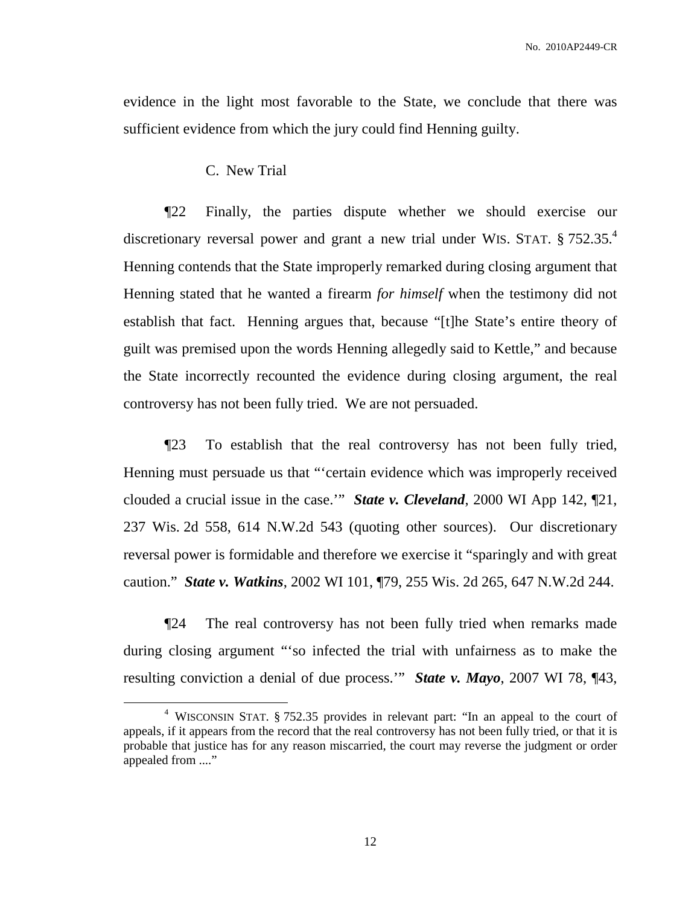evidence in the light most favorable to the State, we conclude that there was sufficient evidence from which the jury could find Henning guilty.

### C. New Trial

¶22 Finally, the parties dispute whether we should exercise our discretionary reversal power and grant a new trial under WIS. STAT. § 752.35.[4] Henning contends that the State improperly remarked during closing argument that Henning stated that he wanted a firearm *for himself* when the testimony did not establish that fact. Henning argues that, because "[t]he State's entire theory of guilt was premised upon the words Henning allegedly said to Kettle," and because the State incorrectly recounted the evidence during closing argument, the real controversy has not been fully tried. We are not persuaded.

¶23 To establish that the real controversy has not been fully tried, Henning must persuade us that "'certain evidence which was improperly received clouded a crucial issue in the case.'" ***State v. Cleveland***, 2000 WI App 142, ¶21, 237 Wis. 2d 558, 614 N.W.2d 543 (quoting other sources). Our discretionary reversal power is formidable and therefore we exercise it "sparingly and with great caution." ***State v. Watkins***, 2002 WI 101, ¶79, 255 Wis. 2d 265, 647 N.W.2d 244.

¶24 The real controversy has not been fully tried when remarks made during closing argument "'so infected the trial with unfairness as to make the resulting conviction a denial of due process.'" ***State v. Mayo***, 2007 WI 78, ¶43,

---

[4] WISCONSIN STAT. § 752.35 provides in relevant part: "In an appeal to the court of appeals, if it appears from the record that the real controversy has not been fully tried, or that it is probable that justice has for any reason miscarried, the court may reverse the judgment or order appealed from ...."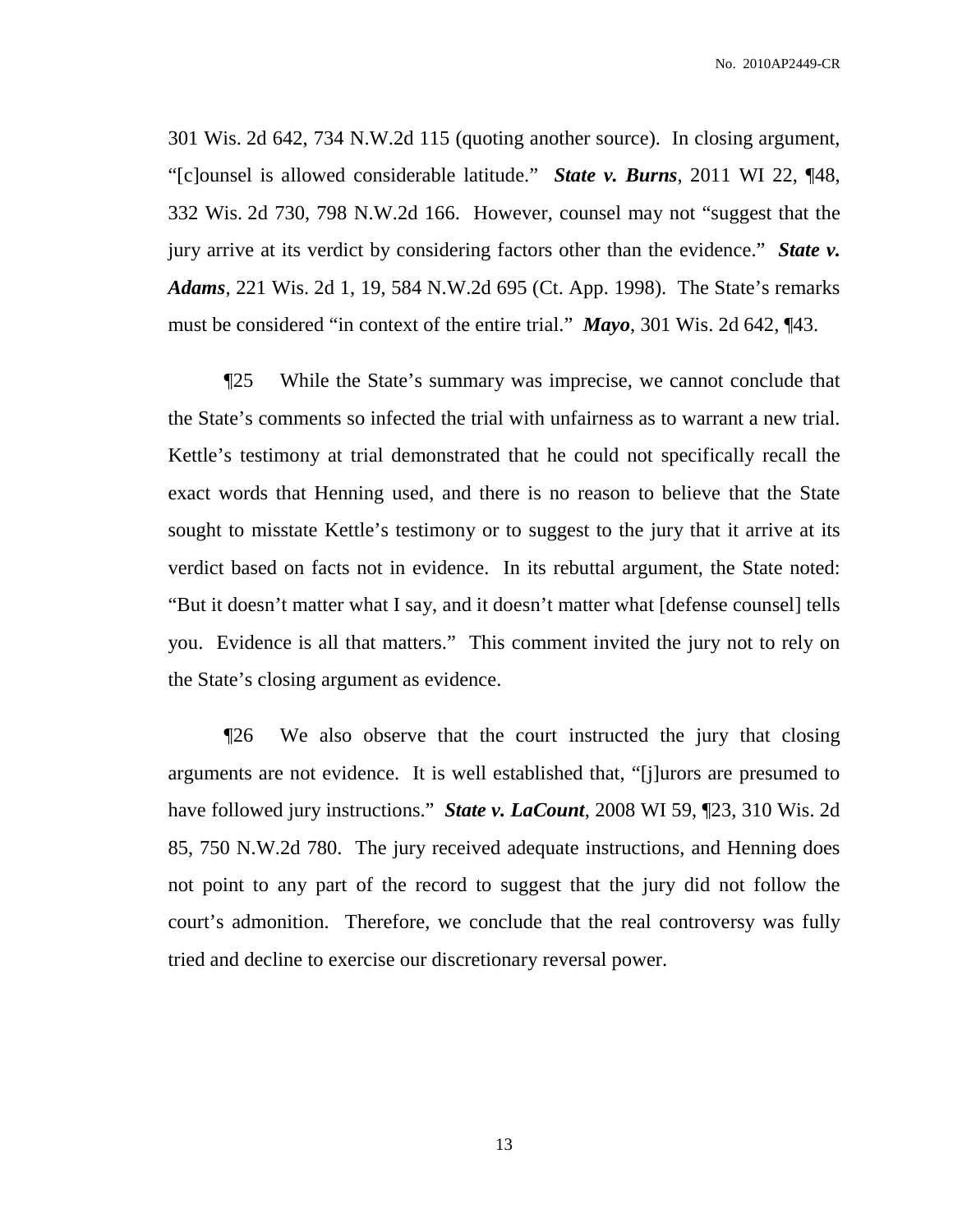301 Wis. 2d 642, 734 N.W.2d 115 (quoting another source). In closing argument, "[c]ounsel is allowed considerable latitude." ***State v. Burns***, 2011 WI 22, ¶48, 332 Wis. 2d 730, 798 N.W.2d 166. However, counsel may not "suggest that the jury arrive at its verdict by considering factors other than the evidence." ***State v. Adams***, 221 Wis. 2d 1, 19, 584 N.W.2d 695 (Ct. App. 1998). The State's remarks must be considered "in context of the entire trial." ***Mayo***, 301 Wis. 2d 642, ¶43.

¶25 While the State's summary was imprecise, we cannot conclude that the State's comments so infected the trial with unfairness as to warrant a new trial. Kettle's testimony at trial demonstrated that he could not specifically recall the exact words that Henning used, and there is no reason to believe that the State sought to misstate Kettle's testimony or to suggest to the jury that it arrive at its verdict based on facts not in evidence. In its rebuttal argument, the State noted: "But it doesn't matter what I say, and it doesn't matter what [defense counsel] tells you. Evidence is all that matters." This comment invited the jury not to rely on the State's closing argument as evidence.

¶26 We also observe that the court instructed the jury that closing arguments are not evidence. It is well established that, "[j]urors are presumed to have followed jury instructions." ***State v. LaCount***, 2008 WI 59, ¶23, 310 Wis. 2d 85, 750 N.W.2d 780. The jury received adequate instructions, and Henning does not point to any part of the record to suggest that the jury did not follow the court's admonition. Therefore, we conclude that the real controversy was fully tried and decline to exercise our discretionary reversal power.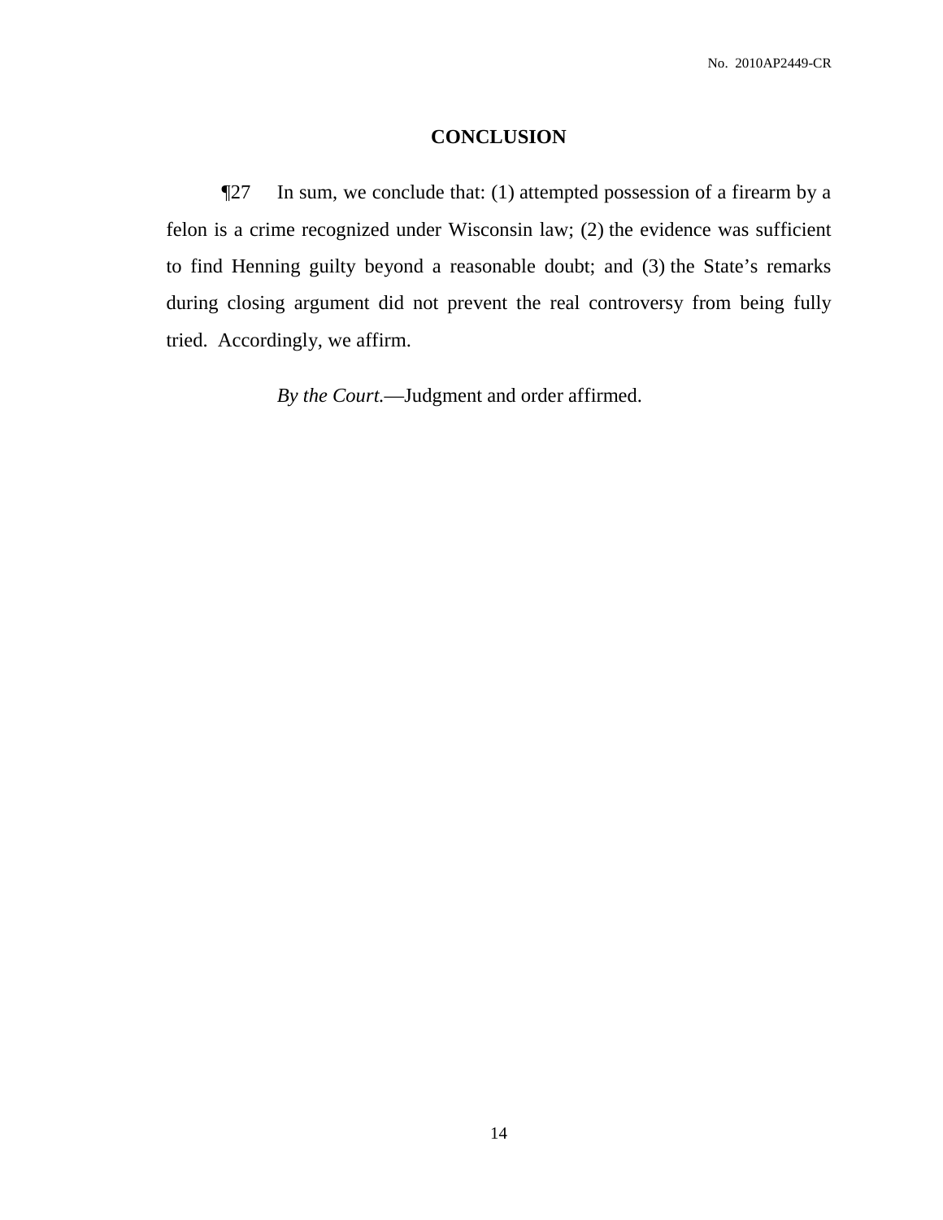## CONCLUSION

¶27 In sum, we conclude that: (1) attempted possession of a firearm by a felon is a crime recognized under Wisconsin law; (2) the evidence was sufficient to find Henning guilty beyond a reasonable doubt; and (3) the State's remarks during closing argument did not prevent the real controversy from being fully tried. Accordingly, we affirm.

*By the Court.*—Judgment and order affirmed.